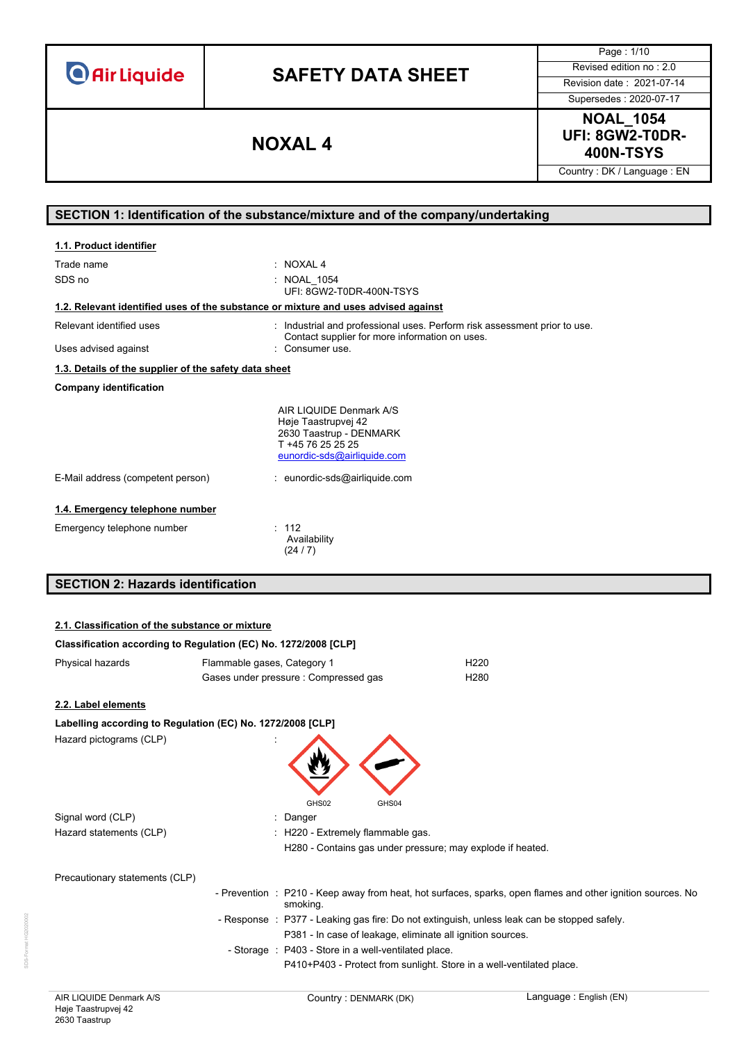# SAFETY DATA SHEET

**NOXAL 4**

| | |
|---|---|
| Revised edition no : 2.0 | |
| Revision date : 2021-07-14 | |
| Supersedes : 2020-07-17 | |
| **NOAL_1054** | |
| **UFI: 8GW2-T0DR-400N-TSYS** | |
| Country : DK / Language : EN | |

## SECTION 1: Identification of the substance/mixture and of the company/undertaking

### 1.1. Product identifier

Trade name : NOXAL 4

SDS no : NOAL_1054
UFI: 8GW2-T0DR-400N-TSYS

### 1.2. Relevant identified uses of the substance or mixture and uses advised against

Relevant identified uses : Industrial and professional uses. Perform risk assessment prior to use. Contact supplier for more information on uses.

Uses advised against : Consumer use.

### 1.3. Details of the supplier of the safety data sheet

**Company identification**

AIR LIQUIDE Denmark A/S
Høje Taastrupvej 42
2630 Taastrup - DENMARK
T +45 76 25 25 25
eunordic-sds@airliquide.com

E-Mail address (competent person) : eunordic-sds@airliquide.com

### 1.4. Emergency telephone number

Emergency telephone number : 112
Availability
(24 / 7)

## SECTION 2: Hazards identification

### 2.1. Classification of the substance or mixture

**Classification according to Regulation (EC) No. 1272/2008 [CLP]**

| | | |
|---|---|---|
| Physical hazards | Flammable gases, Category 1 | H220 |
| | Gases under pressure : Compressed gas | H280 |

### 2.2. Label elements

**Labelling according to Regulation (EC) No. 1272/2008 [CLP]**

Hazard pictograms (CLP) :

GHS02 GHS04

Signal word (CLP) : Danger

Hazard statements (CLP) : H220 - Extremely flammable gas.
H280 - Contains gas under pressure; may explode if heated.

Precautionary statements (CLP)

- Prevention : P210 - Keep away from heat, hot surfaces, sparks, open flames and other ignition sources. No smoking.
- Response : P377 - Leaking gas fire: Do not extinguish, unless leak can be stopped safely.
  P381 - In case of leakage, eliminate all ignition sources.
- Storage : P403 - Store in a well-ventilated place.
  P410+P403 - Protect from sunlight. Store in a well-ventilated place.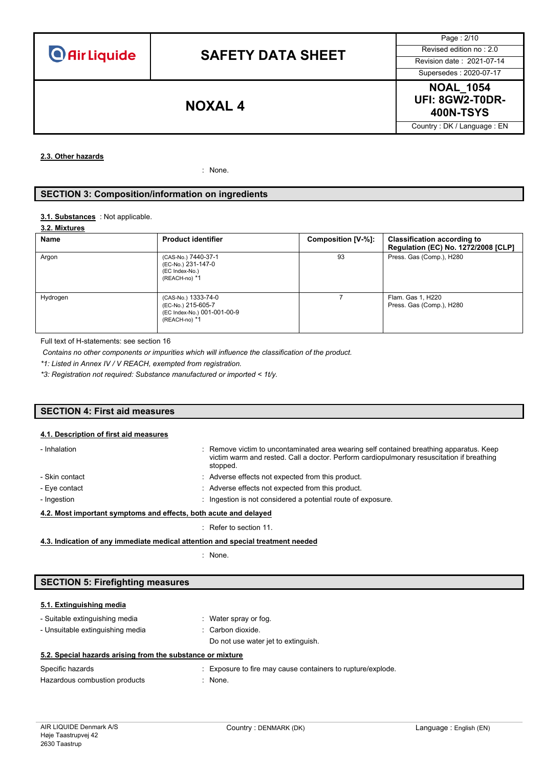#### 2.3. Other hazards

: None.

## SECTION 3: Composition/information on ingredients

**3.1. Substances** : Not applicable.

**3.2. Mixtures**

| Name | Product identifier | Composition [V-%]: | Classification according to Regulation (EC) No. 1272/2008 [CLP] |
|---|---|---|---|
| Argon | (CAS-No.) 7440-37-1<br>(EC-No.) 231-147-0<br>(EC Index-No.)<br>(REACH-no) *1 | 93 | Press. Gas (Comp.), H280 |
| Hydrogen | (CAS-No.) 1333-74-0<br>(EC-No.) 215-605-7<br>(EC Index-No.) 001-001-00-9<br>(REACH-no) *1 | 7 | Flam. Gas 1, H220<br>Press. Gas (Comp.), H280 |

Full text of H-statements: see section 16

*Contains no other components or impurities which will influence the classification of the product.*

*\*1: Listed in Annex IV / V REACH, exempted from registration.*

*\*3: Registration not required: Substance manufactured or imported < 1t/y.*

## SECTION 4: First aid measures

#### 4.1. Description of first aid measures

- Inhalation : Remove victim to uncontaminated area wearing self contained breathing apparatus. Keep victim warm and rested. Call a doctor. Perform cardiopulmonary resuscitation if breathing stopped.
- Skin contact : Adverse effects not expected from this product.
- Eye contact : Adverse effects not expected from this product.
- Ingestion : Ingestion is not considered a potential route of exposure.

#### 4.2. Most important symptoms and effects, both acute and delayed

: Refer to section 11.

#### 4.3. Indication of any immediate medical attention and special treatment needed

: None.

## SECTION 5: Firefighting measures

#### 5.1. Extinguishing media

- Suitable extinguishing media : Water spray or fog.
- Unsuitable extinguishing media : Carbon dioxide.
  Do not use water jet to extinguish.

#### 5.2. Special hazards arising from the substance or mixture

Specific hazards : Exposure to fire may cause containers to rupture/explode.

Hazardous combustion products : None.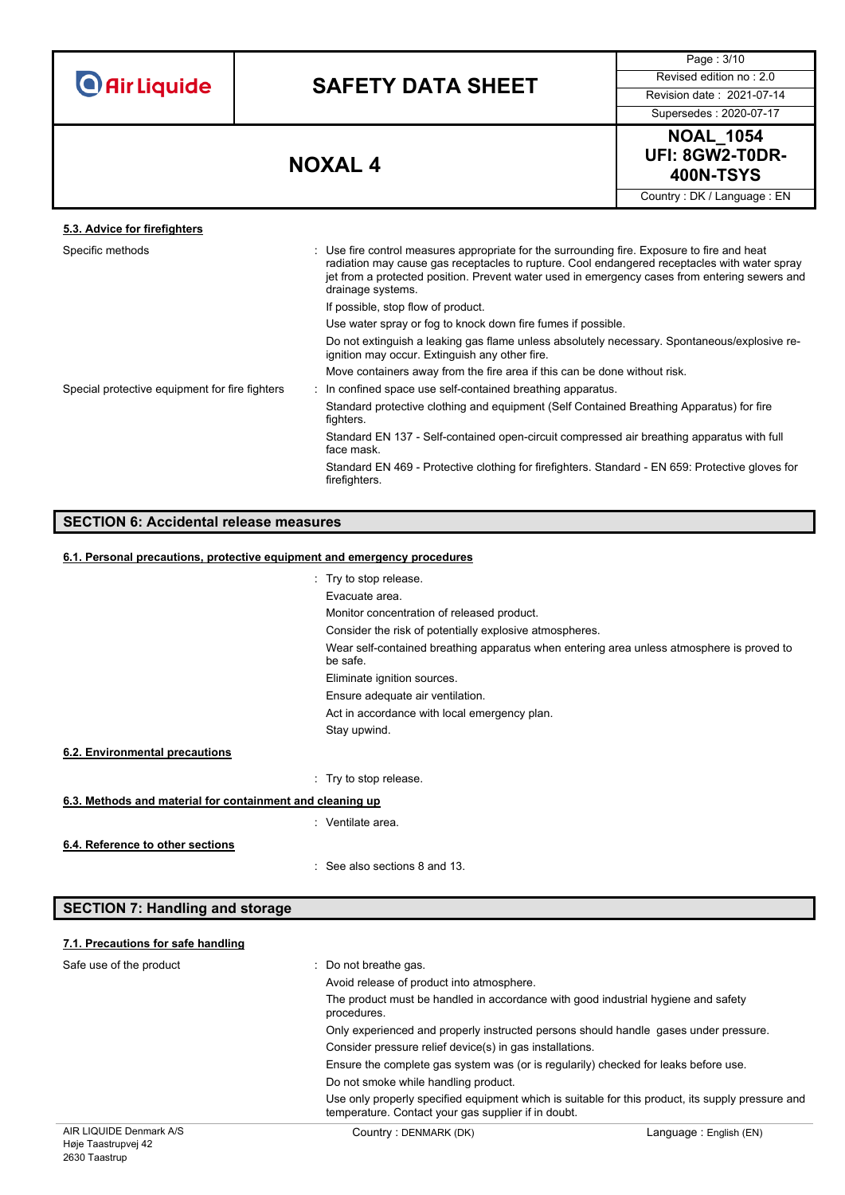### 5.3. Advice for firefighters

Specific methods : Use fire control measures appropriate for the surrounding fire. Exposure to fire and heat radiation may cause gas receptacles to rupture. Cool endangered receptacles with water spray jet from a protected position. Prevent water used in emergency cases from entering sewers and drainage systems.

If possible, stop flow of product.

Use water spray or fog to knock down fire fumes if possible.

Do not extinguish a leaking gas flame unless absolutely necessary. Spontaneous/explosive re-ignition may occur. Extinguish any other fire.

Move containers away from the fire area if this can be done without risk.

Special protective equipment for fire fighters : In confined space use self-contained breathing apparatus.

Standard protective clothing and equipment (Self Contained Breathing Apparatus) for fire fighters.

Standard EN 137 - Self-contained open-circuit compressed air breathing apparatus with full face mask.

Standard EN 469 - Protective clothing for firefighters. Standard - EN 659: Protective gloves for firefighters.

## SECTION 6: Accidental release measures

### 6.1. Personal precautions, protective equipment and emergency procedures

: Try to stop release.

Evacuate area.

Monitor concentration of released product.

Consider the risk of potentially explosive atmospheres.

Wear self-contained breathing apparatus when entering area unless atmosphere is proved to be safe.

Eliminate ignition sources.

Ensure adequate air ventilation.

Act in accordance with local emergency plan.

Stay upwind.

### 6.2. Environmental precautions

: Try to stop release.

### 6.3. Methods and material for containment and cleaning up

: Ventilate area.

### 6.4. Reference to other sections

: See also sections 8 and 13.

## SECTION 7: Handling and storage

### 7.1. Precautions for safe handling

Safe use of the product : Do not breathe gas.

Avoid release of product into atmosphere.

The product must be handled in accordance with good industrial hygiene and safety procedures.

Only experienced and properly instructed persons should handle gases under pressure.

Consider pressure relief device(s) in gas installations.

Ensure the complete gas system was (or is regularily) checked for leaks before use.

Do not smoke while handling product.

Use only properly specified equipment which is suitable for this product, its supply pressure and temperature. Contact your gas supplier if in doubt.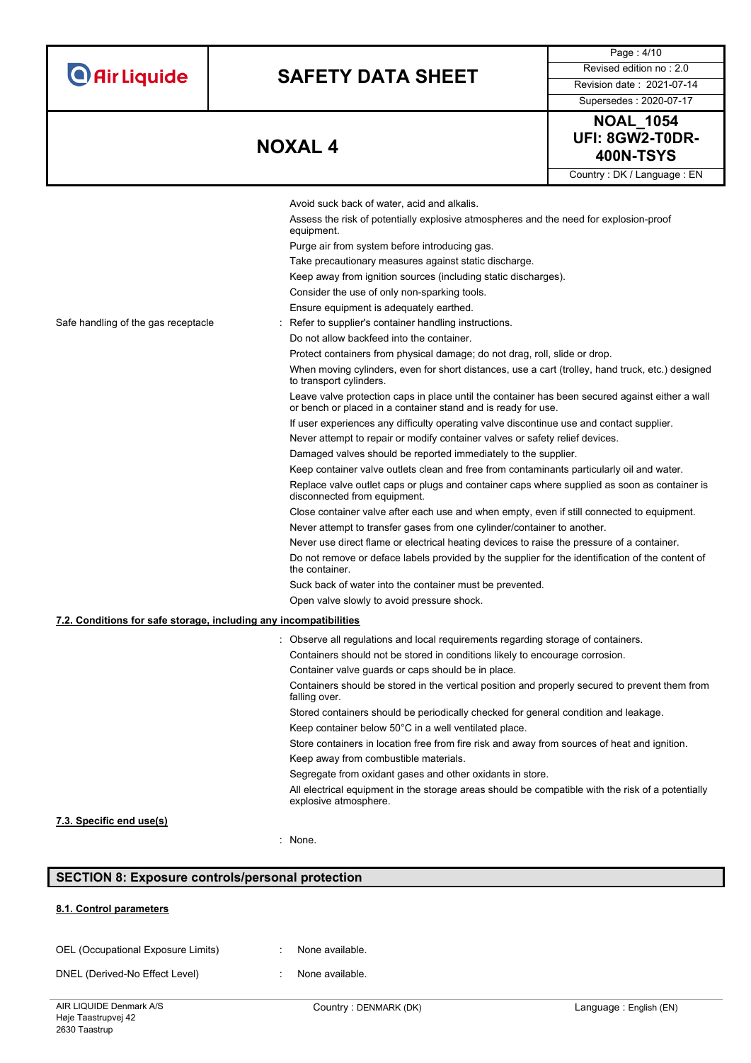Avoid suck back of water, acid and alkalis.

Assess the risk of potentially explosive atmospheres and the need for explosion-proof equipment.

Purge air from system before introducing gas.

Take precautionary measures against static discharge.

Keep away from ignition sources (including static discharges).

Consider the use of only non-sparking tools.

Ensure equipment is adequately earthed.

Safe handling of the gas receptacle : Refer to supplier's container handling instructions.

Do not allow backfeed into the container.

Protect containers from physical damage; do not drag, roll, slide or drop.

When moving cylinders, even for short distances, use a cart (trolley, hand truck, etc.) designed to transport cylinders.

Leave valve protection caps in place until the container has been secured against either a wall or bench or placed in a container stand and is ready for use.

If user experiences any difficulty operating valve discontinue use and contact supplier.

Never attempt to repair or modify container valves or safety relief devices.

Damaged valves should be reported immediately to the supplier.

Keep container valve outlets clean and free from contaminants particularly oil and water.

Replace valve outlet caps or plugs and container caps where supplied as soon as container is disconnected from equipment.

Close container valve after each use and when empty, even if still connected to equipment.

Never attempt to transfer gases from one cylinder/container to another.

Never use direct flame or electrical heating devices to raise the pressure of a container.

Do not remove or deface labels provided by the supplier for the identification of the content of the container.

Suck back of water into the container must be prevented.

Open valve slowly to avoid pressure shock.

### 7.2. Conditions for safe storage, including any incompatibilities

: Observe all regulations and local requirements regarding storage of containers.

Containers should not be stored in conditions likely to encourage corrosion.

Container valve guards or caps should be in place.

Containers should be stored in the vertical position and properly secured to prevent them from falling over.

Stored containers should be periodically checked for general condition and leakage.

Keep container below 50°C in a well ventilated place.

Store containers in location free from fire risk and away from sources of heat and ignition.

Keep away from combustible materials.

Segregate from oxidant gases and other oxidants in store.

All electrical equipment in the storage areas should be compatible with the risk of a potentially explosive atmosphere.

### 7.3. Specific end use(s)

: None.

## SECTION 8: Exposure controls/personal protection

### 8.1. Control parameters

OEL (Occupational Exposure Limits) : None available.

DNEL (Derived-No Effect Level) : None available.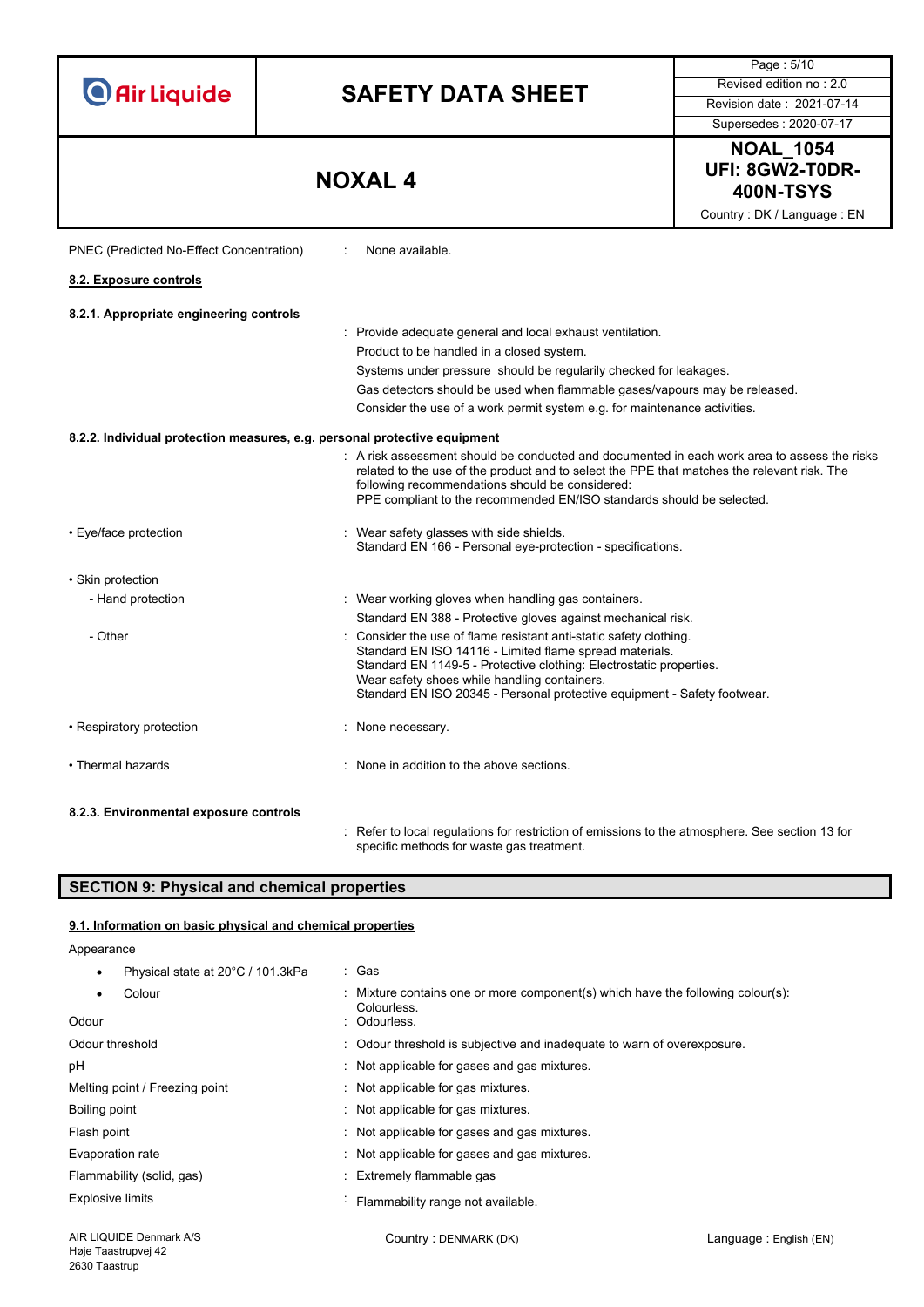PNEC (Predicted No-Effect Concentration) : None available.

### 8.2. Exposure controls

#### 8.2.1. Appropriate engineering controls

: Provide adequate general and local exhaust ventilation.
Product to be handled in a closed system.
Systems under pressure should be regularly checked for leakages.
Gas detectors should be used when flammable gases/vapours may be released.
Consider the use of a work permit system e.g. for maintenance activities.

#### 8.2.2. Individual protection measures, e.g. personal protective equipment

: A risk assessment should be conducted and documented in each work area to assess the risks related to the use of the product and to select the PPE that matches the relevant risk. The following recommendations should be considered:
PPE compliant to the recommended EN/ISO standards should be selected.

- Eye/face protection : Wear safety glasses with side shields.
Standard EN 166 - Personal eye-protection - specifications.

- Skin protection
  - Hand protection : Wear working gloves when handling gas containers.
Standard EN 388 - Protective gloves against mechanical risk.
  - Other : Consider the use of flame resistant anti-static safety clothing.
Standard EN ISO 14116 - Limited flame spread materials.
Standard EN 1149-5 - Protective clothing: Electrostatic properties.
Wear safety shoes while handling containers.
Standard EN ISO 20345 - Personal protective equipment - Safety footwear.

- Respiratory protection : None necessary.

- Thermal hazards : None in addition to the above sections.

#### 8.2.3. Environmental exposure controls

: Refer to local regulations for restriction of emissions to the atmosphere. See section 13 for specific methods for waste gas treatment.

## SECTION 9: Physical and chemical properties

### 9.1. Information on basic physical and chemical properties

Appearance

- Physical state at 20°C / 101.3kPa : Gas
- Colour : Mixture contains one or more component(s) which have the following colour(s): Colourless.

Odour : Odourless.

Odour threshold : Odour threshold is subjective and inadequate to warn of overexposure.

pH : Not applicable for gases and gas mixtures.

Melting point / Freezing point : Not applicable for gas mixtures.

Boiling point : Not applicable for gas mixtures.

Flash point : Not applicable for gases and gas mixtures.

Evaporation rate : Not applicable for gases and gas mixtures.

Flammability (solid, gas) : Extremely flammable gas

Explosive limits : Flammability range not available.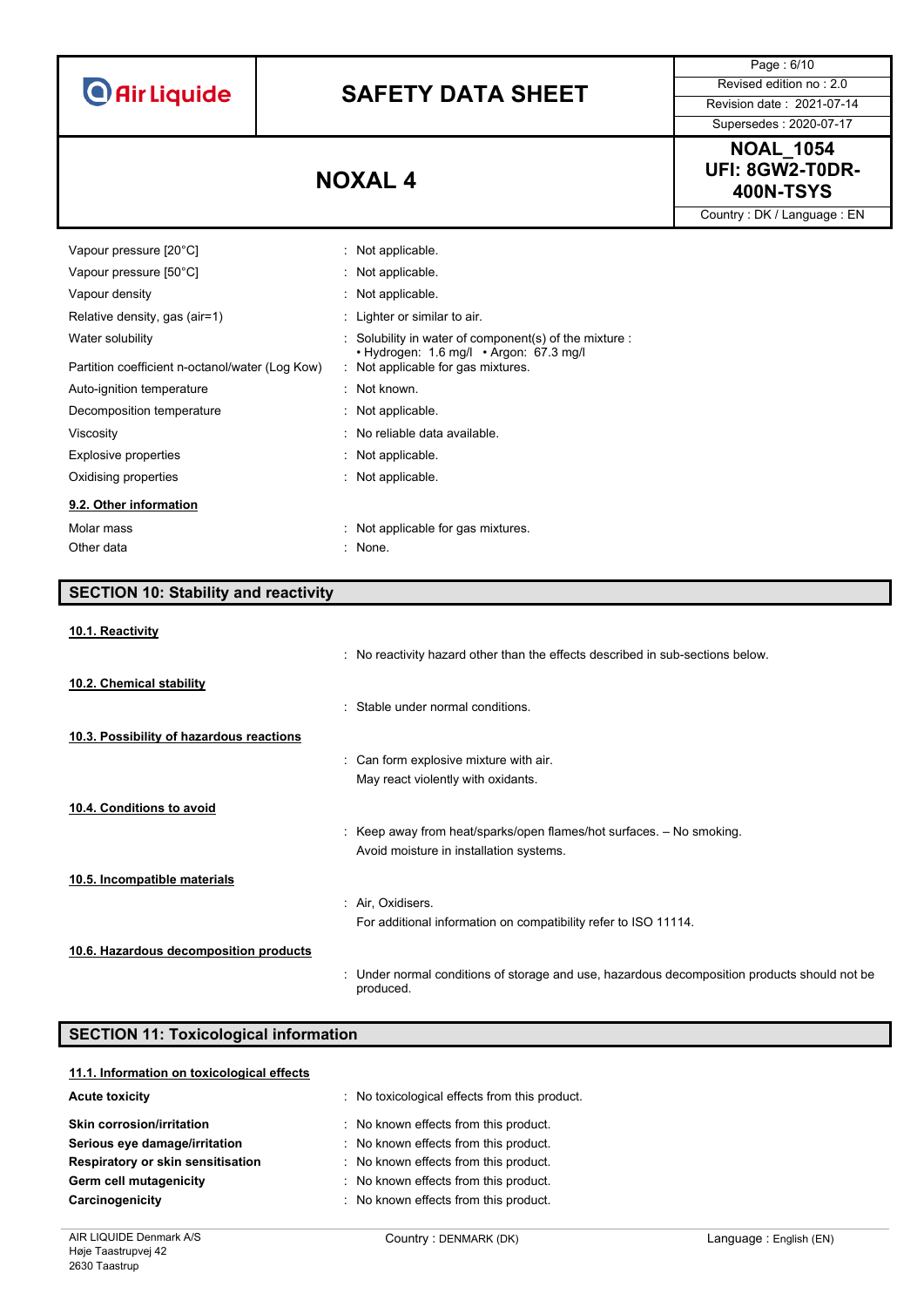| | |
|---|---|
| Vapour pressure [20°C] | : Not applicable. |
| Vapour pressure [50°C] | : Not applicable. |
| Vapour density | : Not applicable. |
| Relative density, gas (air=1) | : Lighter or similar to air. |
| Water solubility | : Solubility in water of component(s) of the mixture : • Hydrogen: 1.6 mg/l • Argon: 67.3 mg/l |
| Partition coefficient n-octanol/water (Log Kow) | : Not applicable for gas mixtures. |
| Auto-ignition temperature | : Not known. |
| Decomposition temperature | : Not applicable. |
| Viscosity | : No reliable data available. |
| Explosive properties | : Not applicable. |
| Oxidising properties | : Not applicable. |

### 9.2. Other information

| | |
|---|---|
| Molar mass | : Not applicable for gas mixtures. |
| Other data | : None. |

## SECTION 10: Stability and reactivity

### 10.1. Reactivity

: No reactivity hazard other than the effects described in sub-sections below.

### 10.2. Chemical stability

: Stable under normal conditions.

### 10.3. Possibility of hazardous reactions

: Can form explosive mixture with air.
May react violently with oxidants.

### 10.4. Conditions to avoid

: Keep away from heat/sparks/open flames/hot surfaces. – No smoking.
Avoid moisture in installation systems.

### 10.5. Incompatible materials

: Air, Oxidisers.
For additional information on compatibility refer to ISO 11114.

### 10.6. Hazardous decomposition products

: Under normal conditions of storage and use, hazardous decomposition products should not be produced.

## SECTION 11: Toxicological information

### 11.1. Information on toxicological effects

| | |
|---|---|
| **Acute toxicity** | : No toxicological effects from this product. |
| **Skin corrosion/irritation** | : No known effects from this product. |
| **Serious eye damage/irritation** | : No known effects from this product. |
| **Respiratory or skin sensitisation** | : No known effects from this product. |
| **Germ cell mutagenicity** | : No known effects from this product. |
| **Carcinogenicity** | : No known effects from this product. |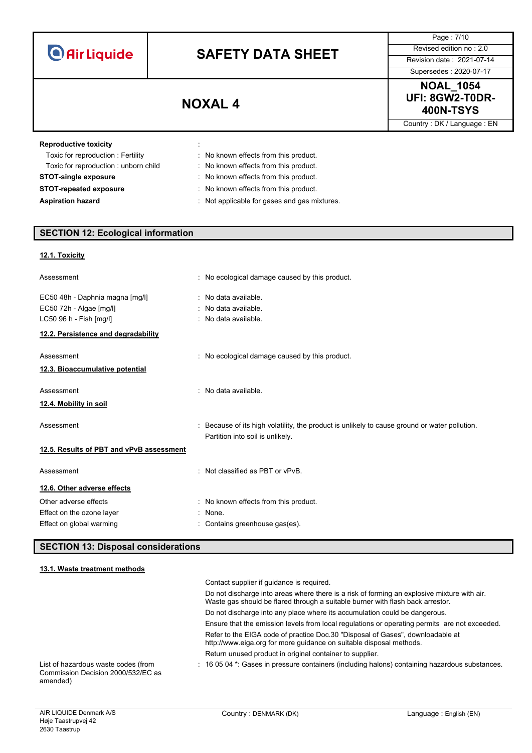**Reproductive toxicity** :

Toxic for reproduction : Fertility : No known effects from this product.

Toxic for reproduction : unborn child : No known effects from this product.

**STOT-single exposure** : No known effects from this product.

**STOT-repeated exposure** : No known effects from this product.

**Aspiration hazard** : Not applicable for gases and gas mixtures.

## SECTION 12: Ecological information

### 12.1. Toxicity

Assessment : No ecological damage caused by this product.

EC50 48h - Daphnia magna [mg/l] : No data available.

EC50 72h - Algae [mg/l] : No data available.

LC50 96 h - Fish [mg/l] : No data available.

### 12.2. Persistence and degradability

Assessment : No ecological damage caused by this product.

### 12.3. Bioaccumulative potential

Assessment : No data available.

### 12.4. Mobility in soil

Assessment : Because of its high volatility, the product is unlikely to cause ground or water pollution. Partition into soil is unlikely.

### 12.5. Results of PBT and vPvB assessment

Assessment : Not classified as PBT or vPvB.

### 12.6. Other adverse effects

Other adverse effects : No known effects from this product.

Effect on the ozone layer : None.

Effect on global warming : Contains greenhouse gas(es).

## SECTION 13: Disposal considerations

### 13.1. Waste treatment methods

Contact supplier if guidance is required.

Do not discharge into areas where there is a risk of forming an explosive mixture with air. Waste gas should be flared through a suitable burner with flash back arrestor.

Do not discharge into any place where its accumulation could be dangerous.

Ensure that the emission levels from local regulations or operating permits are not exceeded.

Refer to the EIGA code of practice Doc.30 "Disposal of Gases", downloadable at http://www.eiga.org for more guidance on suitable disposal methods.

Return unused product in original container to supplier.

List of hazardous waste codes (from Commission Decision 2000/532/EC as amended) : 16 05 04 *: Gases in pressure containers (including halons) containing hazardous substances.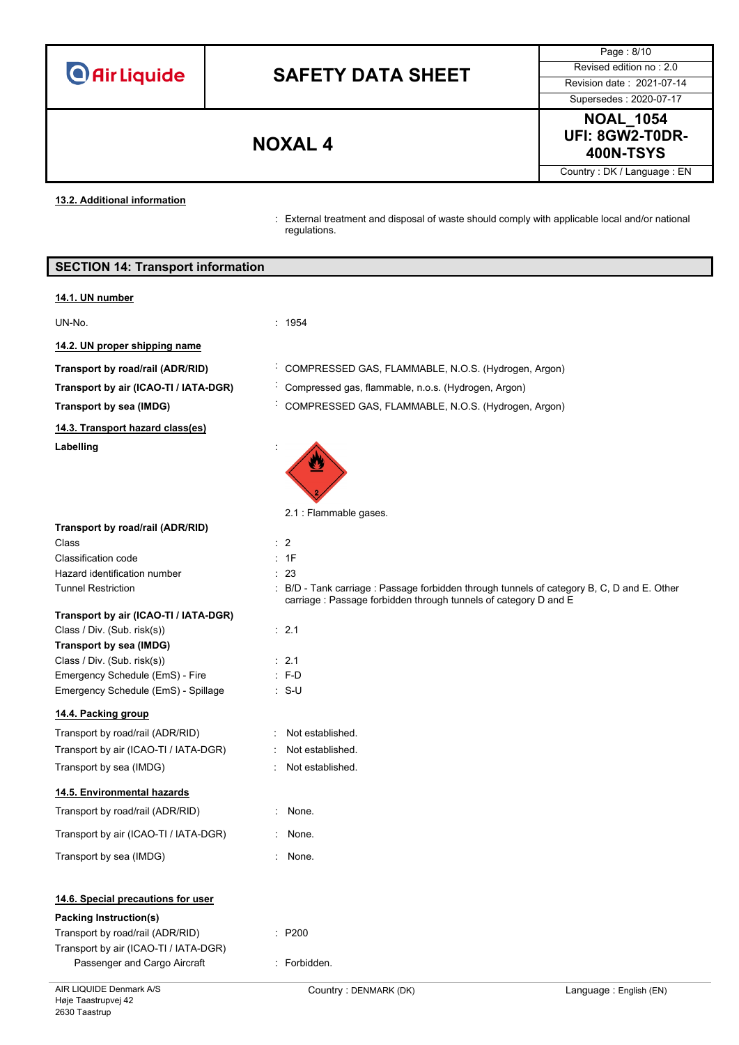#### 13.2. Additional information

: External treatment and disposal of waste should comply with applicable local and/or national regulations.

## SECTION 14: Transport information

#### 14.1. UN number

| | |
|---|---|
| UN-No. | : 1954 |

#### 14.2. UN proper shipping name

| | |
|---|---|
| **Transport by road/rail (ADR/RID)** | : COMPRESSED GAS, FLAMMABLE, N.O.S. (Hydrogen, Argon) |
| **Transport by air (ICAO-TI / IATA-DGR)** | : Compressed gas, flammable, n.o.s. (Hydrogen, Argon) |
| **Transport by sea (IMDG)** | : COMPRESSED GAS, FLAMMABLE, N.O.S. (Hydrogen, Argon) |

#### 14.3. Transport hazard class(es)

**Labelling** :

2.1 : Flammable gases.

**Transport by road/rail (ADR/RID)**

| | |
|---|---|
| Class | : 2 |
| Classification code | : 1F |
| Hazard identification number | : 23 |
| Tunnel Restriction | : B/D - Tank carriage : Passage forbidden through tunnels of category B, C, D and E. Other carriage : Passage forbidden through tunnels of category D and E |

**Transport by air (ICAO-TI / IATA-DGR)**

| | |
|---|---|
| Class / Div. (Sub. risk(s)) | : 2.1 |

**Transport by sea (IMDG)**

| | |
|---|---|
| Class / Div. (Sub. risk(s)) | : 2.1 |
| Emergency Schedule (EmS) - Fire | : F-D |
| Emergency Schedule (EmS) - Spillage | : S-U |

#### 14.4. Packing group

| | |
|---|---|
| Transport by road/rail (ADR/RID) | : Not established. |
| Transport by air (ICAO-TI / IATA-DGR) | : Not established. |
| Transport by sea (IMDG) | : Not established. |

#### 14.5. Environmental hazards

| | |
|---|---|
| Transport by road/rail (ADR/RID) | : None. |
| Transport by air (ICAO-TI / IATA-DGR) | : None. |
| Transport by sea (IMDG) | : None. |

#### 14.6. Special precautions for user

**Packing Instruction(s)**

| | |
|---|---|
| Transport by road/rail (ADR/RID) | : P200 |
| Transport by air (ICAO-TI / IATA-DGR) | |
| Passenger and Cargo Aircraft | : Forbidden. |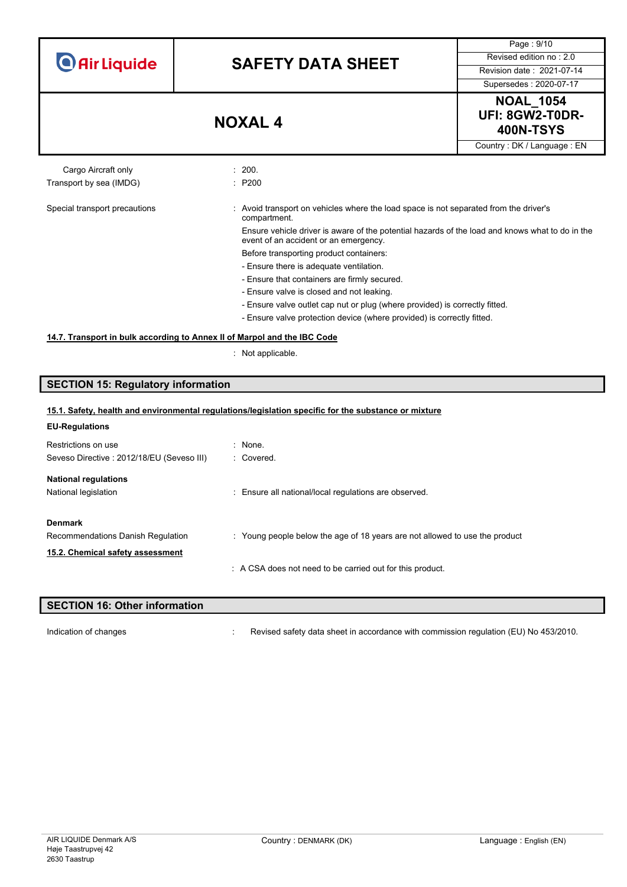| | |
|---|---|
| Cargo Aircraft only | : 200. |
| Transport by sea (IMDG) | : P200 |

Special transport precautions : Avoid transport on vehicles where the load space is not separated from the driver's compartment.

Ensure vehicle driver is aware of the potential hazards of the load and knows what to do in the event of an accident or an emergency.

Before transporting product containers:

- Ensure there is adequate ventilation.
- Ensure that containers are firmly secured.
- Ensure valve is closed and not leaking.
- Ensure valve outlet cap nut or plug (where provided) is correctly fitted.
- Ensure valve protection device (where provided) is correctly fitted.

### 14.7. Transport in bulk according to Annex II of Marpol and the IBC Code

: Not applicable.

## SECTION 15: Regulatory information

### 15.1. Safety, health and environmental regulations/legislation specific for the substance or mixture

**EU-Regulations**

| | |
|---|---|
| Restrictions on use | : None. |
| Seveso Directive : 2012/18/EU (Seveso III) | : Covered. |

**National regulations**

National legislation : Ensure all national/local regulations are observed.

**Denmark**

Recommendations Danish Regulation : Young people below the age of 18 years are not allowed to use the product

### 15.2. Chemical safety assessment

: A CSA does not need to be carried out for this product.

## SECTION 16: Other information

Indication of changes : Revised safety data sheet in accordance with commission regulation (EU) No 453/2010.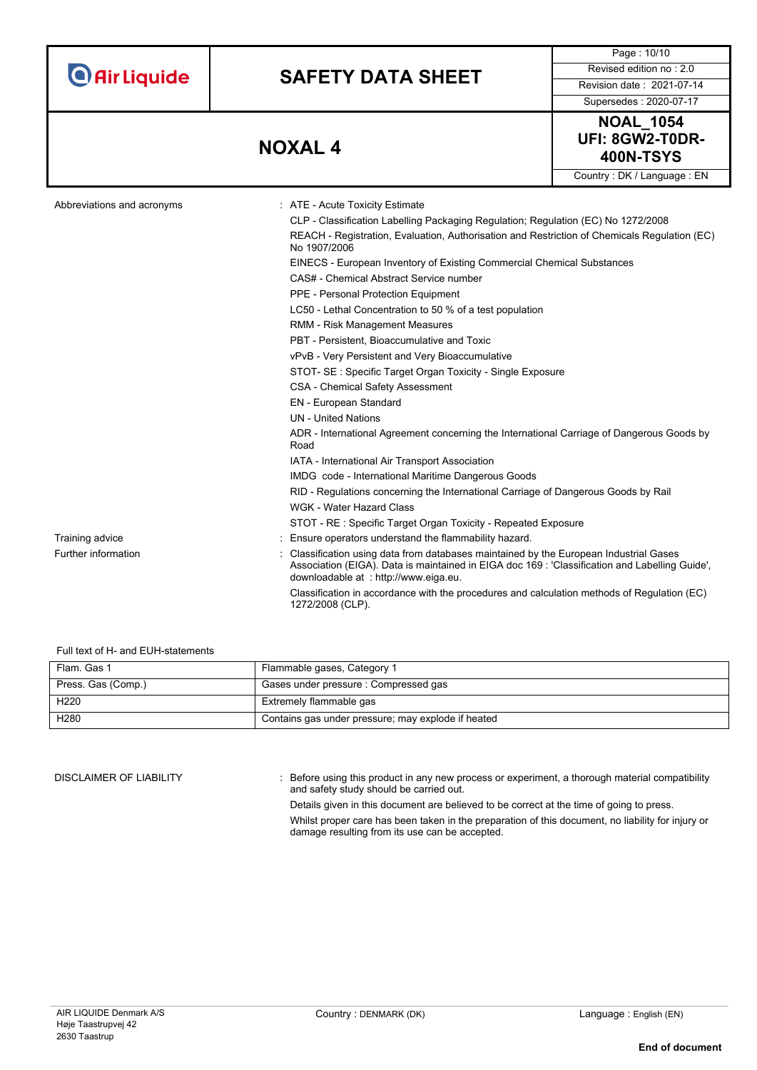Abbreviations and acronyms : ATE - Acute Toxicity Estimate

CLP - Classification Labelling Packaging Regulation; Regulation (EC) No 1272/2008

REACH - Registration, Evaluation, Authorisation and Restriction of Chemicals Regulation (EC) No 1907/2006

EINECS - European Inventory of Existing Commercial Chemical Substances

CAS# - Chemical Abstract Service number

PPE - Personal Protection Equipment

LC50 - Lethal Concentration to 50 % of a test population

RMM - Risk Management Measures

PBT - Persistent, Bioaccumulative and Toxic

vPvB - Very Persistent and Very Bioaccumulative

STOT- SE : Specific Target Organ Toxicity - Single Exposure

CSA - Chemical Safety Assessment

EN - European Standard

UN - United Nations

ADR - International Agreement concerning the International Carriage of Dangerous Goods by Road

IATA - International Air Transport Association

IMDG code - International Maritime Dangerous Goods

RID - Regulations concerning the International Carriage of Dangerous Goods by Rail

WGK - Water Hazard Class

STOT - RE : Specific Target Organ Toxicity - Repeated Exposure

Training advice : Ensure operators understand the flammability hazard.

Further information : Classification using data from databases maintained by the European Industrial Gases Association (EIGA). Data is maintained in EIGA doc 169 : 'Classification and Labelling Guide', downloadable at : http://www.eiga.eu.

Classification in accordance with the procedures and calculation methods of Regulation (EC) 1272/2008 (CLP).

Full text of H- and EUH-statements

| | |
|---|---|
| Flam. Gas 1 | Flammable gases, Category 1 |
| Press. Gas (Comp.) | Gases under pressure : Compressed gas |
| H220 | Extremely flammable gas |
| H280 | Contains gas under pressure; may explode if heated |

DISCLAIMER OF LIABILITY : Before using this product in any new process or experiment, a thorough material compatibility and safety study should be carried out.

Details given in this document are believed to be correct at the time of going to press.

Whilst proper care has been taken in the preparation of this document, no liability for injury or damage resulting from its use can be accepted.

End of document